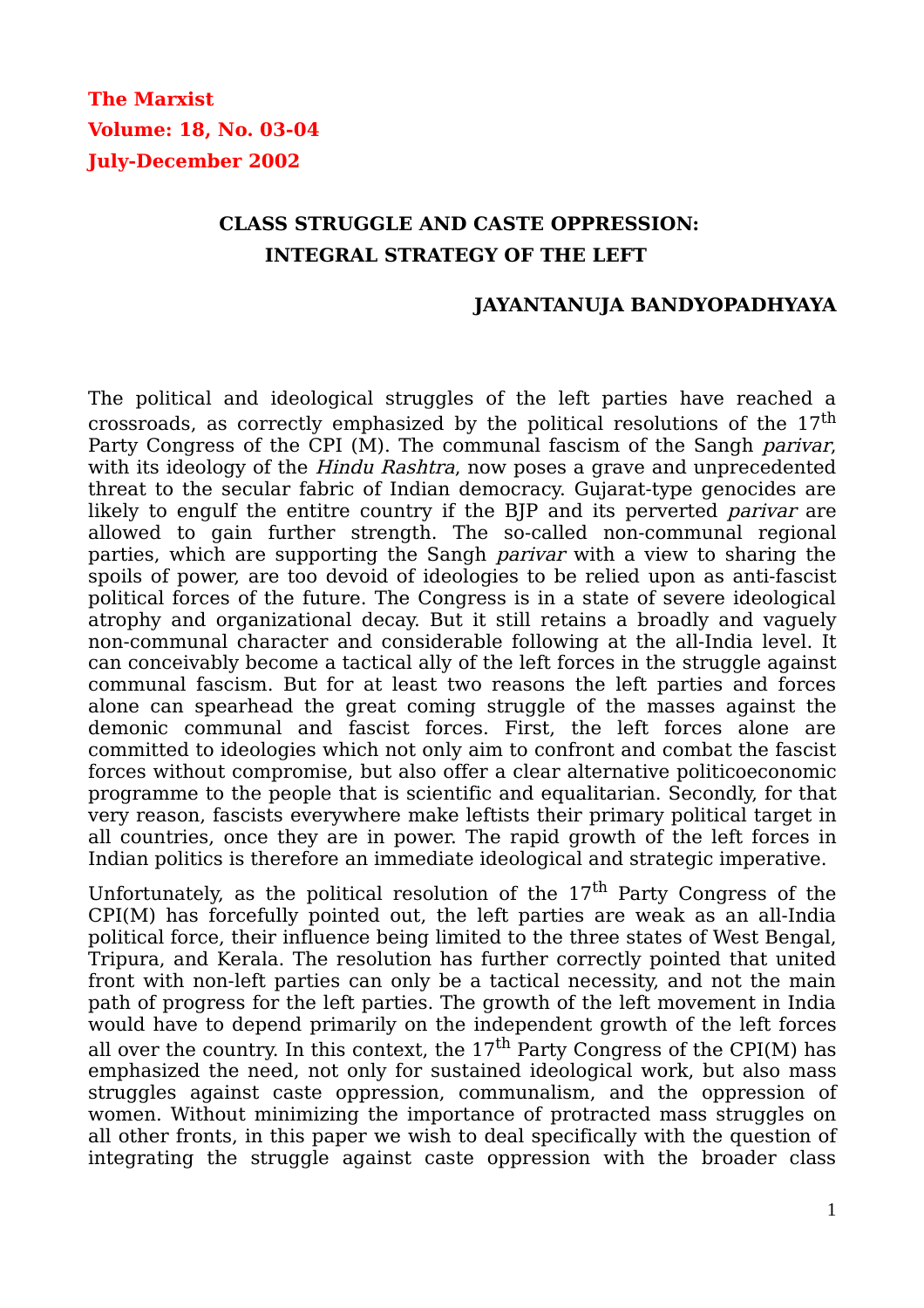**The Marxist**
**Volume: 18, No. 03-04**
**July-December 2002**

# CLASS STRUGGLE AND CASTE OPPRESSION: INTEGRAL STRATEGY OF THE LEFT

**JAYANTANUJA BANDYOPADHYAYA**

The political and ideological struggles of the left parties have reached a crossroads, as correctly emphasized by the political resolutions of the 17th Party Congress of the CPI (M). The communal fascism of the Sangh *parivar*, with its ideology of the *Hindu Rashtra*, now poses a grave and unprecedented threat to the secular fabric of Indian democracy. Gujarat-type genocides are likely to engulf the entitre country if the BJP and its perverted *parivar* are allowed to gain further strength. The so-called non-communal regional parties, which are supporting the Sangh *parivar* with a view to sharing the spoils of power, are too devoid of ideologies to be relied upon as anti-fascist political forces of the future. The Congress is in a state of severe ideological atrophy and organizational decay. But it still retains a broadly and vaguely non-communal character and considerable following at the all-India level. It can conceivably become a tactical ally of the left forces in the struggle against communal fascism. But for at least two reasons the left parties and forces alone can spearhead the great coming struggle of the masses against the demonic communal and fascist forces. First, the left forces alone are committed to ideologies which not only aim to confront and combat the fascist forces without compromise, but also offer a clear alternative politicoeconomic programme to the people that is scientific and equalitarian. Secondly, for that very reason, fascists everywhere make leftists their primary political target in all countries, once they are in power. The rapid growth of the left forces in Indian politics is therefore an immediate ideological and strategic imperative.

Unfortunately, as the political resolution of the 17th Party Congress of the CPI(M) has forcefully pointed out, the left parties are weak as an all-India political force, their influence being limited to the three states of West Bengal, Tripura, and Kerala. The resolution has further correctly pointed that united front with non-left parties can only be a tactical necessity, and not the main path of progress for the left parties. The growth of the left movement in India would have to depend primarily on the independent growth of the left forces all over the country. In this context, the 17th Party Congress of the CPI(M) has emphasized the need, not only for sustained ideological work, but also mass struggles against caste oppression, communalism, and the oppression of women. Without minimizing the importance of protracted mass struggles on all other fronts, in this paper we wish to deal specifically with the question of integrating the struggle against caste oppression with the broader class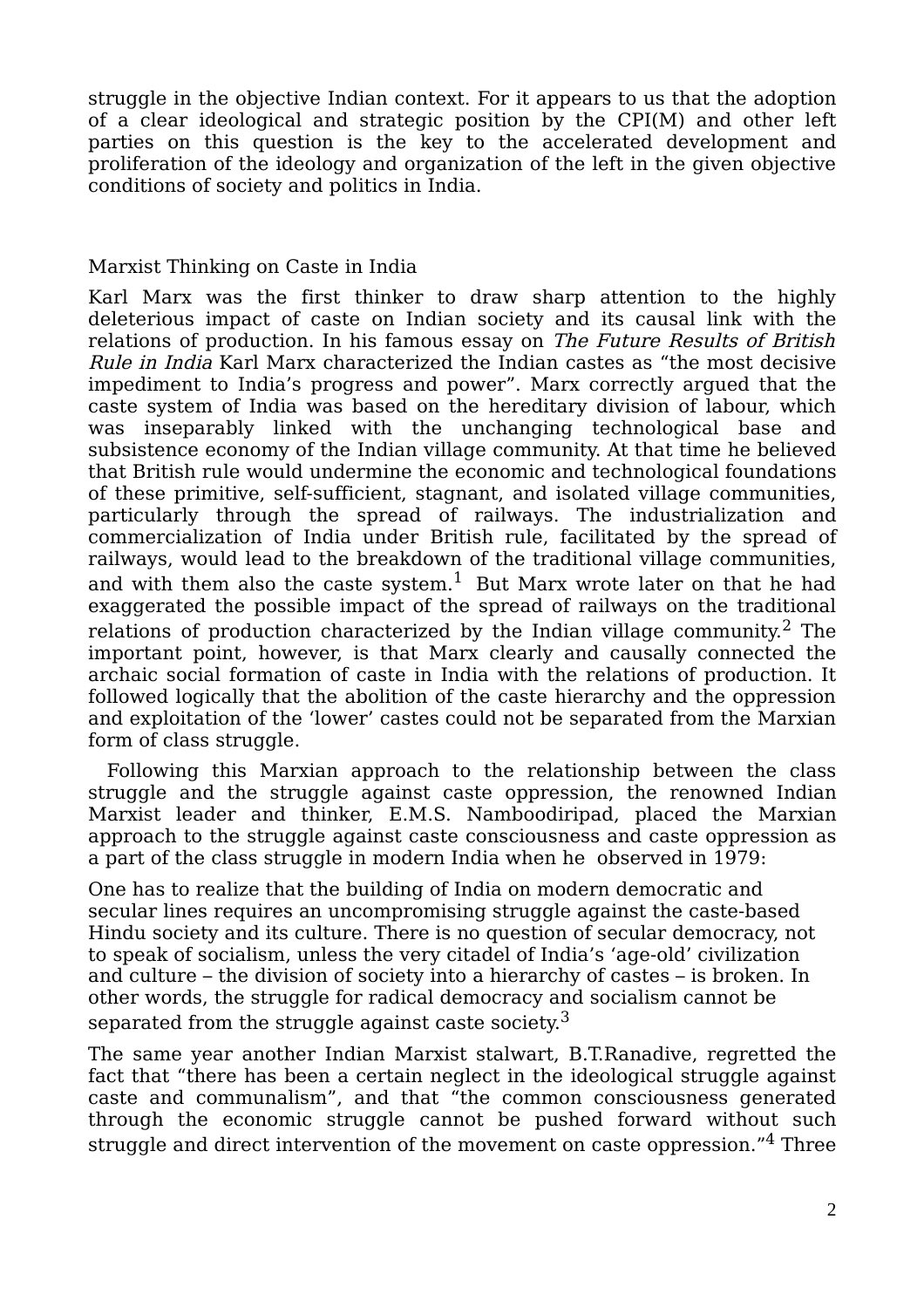struggle in the objective Indian context. For it appears to us that the adoption of a clear ideological and strategic position by the CPI(M) and other left parties on this question is the key to the accelerated development and proliferation of the ideology and organization of the left in the given objective conditions of society and politics in India.

## Marxist Thinking on Caste in India

Karl Marx was the first thinker to draw sharp attention to the highly deleterious impact of caste on Indian society and its causal link with the relations of production. In his famous essay on *The Future Results of British Rule in India* Karl Marx characterized the Indian castes as "the most decisive impediment to India's progress and power". Marx correctly argued that the caste system of India was based on the hereditary division of labour, which was inseparably linked with the unchanging technological base and subsistence economy of the Indian village community. At that time he believed that British rule would undermine the economic and technological foundations of these primitive, self-sufficient, stagnant, and isolated village communities, particularly through the spread of railways. The industrialization and commercialization of India under British rule, facilitated by the spread of railways, would lead to the breakdown of the traditional village communities, and with them also the caste system.[1] But Marx wrote later on that he had exaggerated the possible impact of the spread of railways on the traditional relations of production characterized by the Indian village community.[2] The important point, however, is that Marx clearly and causally connected the archaic social formation of caste in India with the relations of production. It followed logically that the abolition of the caste hierarchy and the oppression and exploitation of the 'lower' castes could not be separated from the Marxian form of class struggle.

Following this Marxian approach to the relationship between the class struggle and the struggle against caste oppression, the renowned Indian Marxist leader and thinker, E.M.S. Namboodiripad, placed the Marxian approach to the struggle against caste consciousness and caste oppression as a part of the class struggle in modern India when he observed in 1979:

> One has to realize that the building of India on modern democratic and secular lines requires an uncompromising struggle against the caste-based Hindu society and its culture. There is no question of secular democracy, not to speak of socialism, unless the very citadel of India's 'age-old' civilization and culture – the division of society into a hierarchy of castes – is broken. In other words, the struggle for radical democracy and socialism cannot be separated from the struggle against caste society.[3]

The same year another Indian Marxist stalwart, B.T.Ranadive, regretted the fact that "there has been a certain neglect in the ideological struggle against caste and communalism", and that "the common consciousness generated through the economic struggle cannot be pushed forward without such struggle and direct intervention of the movement on caste oppression."[4] Three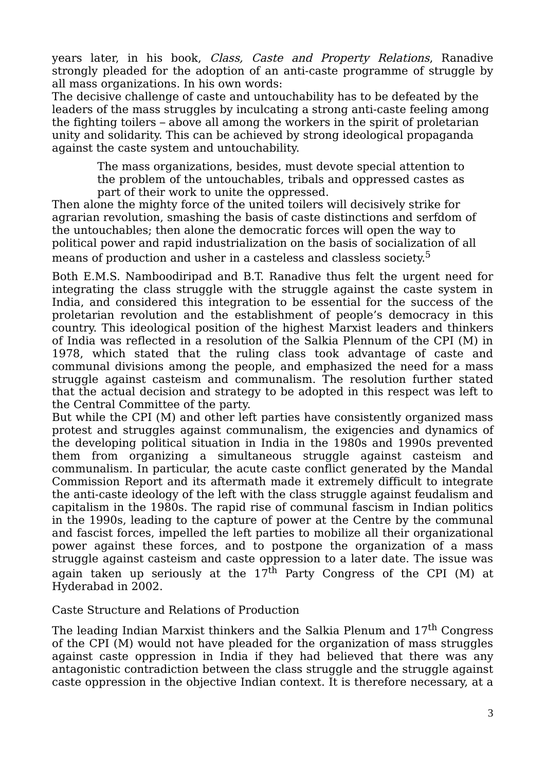years later, in his book, *Class, Caste and Property Relations*, Ranadive strongly pleaded for the adoption of an anti-caste programme of struggle by all mass organizations. In his own words:

The decisive challenge of caste and untouchability has to be defeated by the leaders of the mass struggles by inculcating a strong anti-caste feeling among the fighting toilers – above all among the workers in the spirit of proletarian unity and solidarity. This can be achieved by strong ideological propaganda against the caste system and untouchability.

> The mass organizations, besides, must devote special attention to the problem of the untouchables, tribals and oppressed castes as part of their work to unite the oppressed.

Then alone the mighty force of the united toilers will decisively strike for agrarian revolution, smashing the basis of caste distinctions and serfdom of the untouchables; then alone the democratic forces will open the way to political power and rapid industrialization on the basis of socialization of all means of production and usher in a casteless and classless society.[5]

Both E.M.S. Namboodiripad and B.T. Ranadive thus felt the urgent need for integrating the class struggle with the struggle against the caste system in India, and considered this integration to be essential for the success of the proletarian revolution and the establishment of people's democracy in this country. This ideological position of the highest Marxist leaders and thinkers of India was reflected in a resolution of the Salkia Plennum of the CPI (M) in 1978, which stated that the ruling class took advantage of caste and communal divisions among the people, and emphasized the need for a mass struggle against casteism and communalism. The resolution further stated that the actual decision and strategy to be adopted in this respect was left to the Central Committee of the party.

But while the CPI (M) and other left parties have consistently organized mass protest and struggles against communalism, the exigencies and dynamics of the developing political situation in India in the 1980s and 1990s prevented them from organizing a simultaneous struggle against casteism and communalism. In particular, the acute caste conflict generated by the Mandal Commission Report and its aftermath made it extremely difficult to integrate the anti-caste ideology of the left with the class struggle against feudalism and capitalism in the 1980s. The rapid rise of communal fascism in Indian politics in the 1990s, leading to the capture of power at the Centre by the communal and fascist forces, impelled the left parties to mobilize all their organizational power against these forces, and to postpone the organization of a mass struggle against casteism and caste oppression to a later date. The issue was again taken up seriously at the 17th Party Congress of the CPI (M) at Hyderabad in 2002.

## Caste Structure and Relations of Production

The leading Indian Marxist thinkers and the Salkia Plenum and 17th Congress of the CPI (M) would not have pleaded for the organization of mass struggles against caste oppression in India if they had believed that there was any antagonistic contradiction between the class struggle and the struggle against caste oppression in the objective Indian context. It is therefore necessary, at a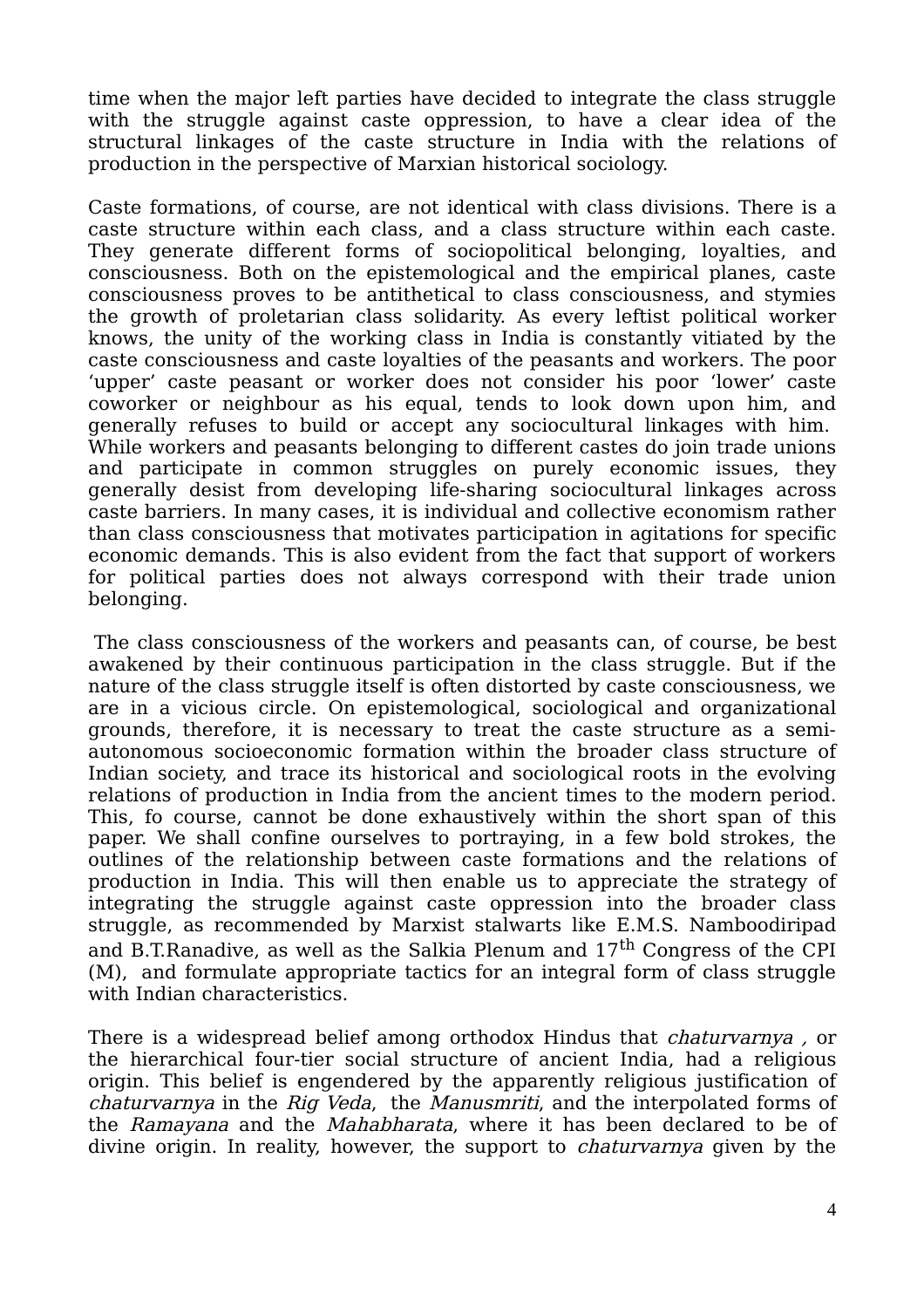time when the major left parties have decided to integrate the class struggle with the struggle against caste oppression, to have a clear idea of the structural linkages of the caste structure in India with the relations of production in the perspective of Marxian historical sociology.

Caste formations, of course, are not identical with class divisions. There is a caste structure within each class, and a class structure within each caste. They generate different forms of sociopolitical belonging, loyalties, and consciousness. Both on the epistemological and the empirical planes, caste consciousness proves to be antithetical to class consciousness, and stymies the growth of proletarian class solidarity. As every leftist political worker knows, the unity of the working class in India is constantly vitiated by the caste consciousness and caste loyalties of the peasants and workers. The poor 'upper' caste peasant or worker does not consider his poor 'lower' caste coworker or neighbour as his equal, tends to look down upon him, and generally refuses to build or accept any sociocultural linkages with him. While workers and peasants belonging to different castes do join trade unions and participate in common struggles on purely economic issues, they generally desist from developing life-sharing sociocultural linkages across caste barriers. In many cases, it is individual and collective economism rather than class consciousness that motivates participation in agitations for specific economic demands. This is also evident from the fact that support of workers for political parties does not always correspond with their trade union belonging.

The class consciousness of the workers and peasants can, of course, be best awakened by their continuous participation in the class struggle. But if the nature of the class struggle itself is often distorted by caste consciousness, we are in a vicious circle. On epistemological, sociological and organizational grounds, therefore, it is necessary to treat the caste structure as a semi-autonomous socioeconomic formation within the broader class structure of Indian society, and trace its historical and sociological roots in the evolving relations of production in India from the ancient times to the modern period. This, fo course, cannot be done exhaustively within the short span of this paper. We shall confine ourselves to portraying, in a few bold strokes, the outlines of the relationship between caste formations and the relations of production in India. This will then enable us to appreciate the strategy of integrating the struggle against caste oppression into the broader class struggle, as recommended by Marxist stalwarts like E.M.S. Namboodiripad and B.T.Ranadive, as well as the Salkia Plenum and 17th Congress of the CPI (M), and formulate appropriate tactics for an integral form of class struggle with Indian characteristics.

There is a widespread belief among orthodox Hindus that *chaturvarnya* , or the hierarchical four-tier social structure of ancient India, had a religious origin. This belief is engendered by the apparently religious justification of *chaturvarnya* in the *Rig Veda*, the *Manusmriti*, and the interpolated forms of the *Ramayana* and the *Mahabharata*, where it has been declared to be of divine origin. In reality, however, the support to *chaturvarnya* given by the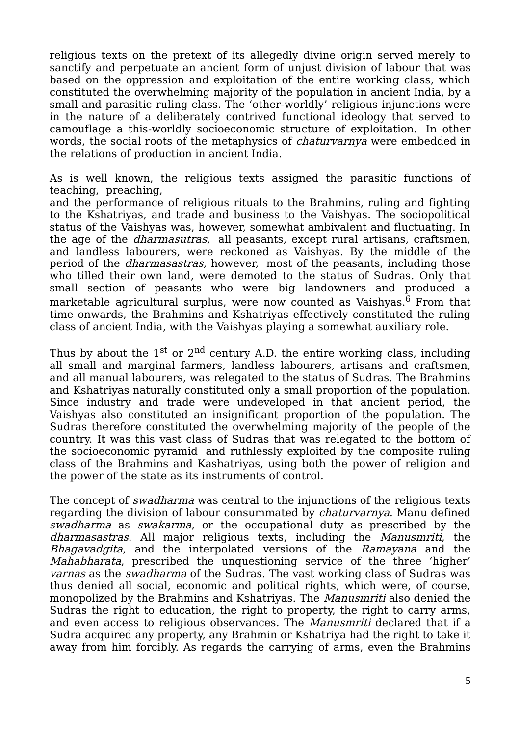religious texts on the pretext of its allegedly divine origin served merely to sanctify and perpetuate an ancient form of unjust division of labour that was based on the oppression and exploitation of the entire working class, which constituted the overwhelming majority of the population in ancient India, by a small and parasitic ruling class. The 'other-worldly' religious injunctions were in the nature of a deliberately contrived functional ideology that served to camouflage a this-worldly socioeconomic structure of exploitation. In other words, the social roots of the metaphysics of *chaturvarnya* were embedded in the relations of production in ancient India.

As is well known, the religious texts assigned the parasitic functions of teaching, preaching,
and the performance of religious rituals to the Brahmins, ruling and fighting to the Kshatriyas, and trade and business to the Vaishyas. The sociopolitical status of the Vaishyas was, however, somewhat ambivalent and fluctuating. In the age of the *dharmasutras*, all peasants, except rural artisans, craftsmen, and landless labourers, were reckoned as Vaishyas. By the middle of the period of the *dharmasastras*, however, most of the peasants, including those who tilled their own land, were demoted to the status of Sudras. Only that small section of peasants who were big landowners and produced a marketable agricultural surplus, were now counted as Vaishyas.[6] From that time onwards, the Brahmins and Kshatriyas effectively constituted the ruling class of ancient India, with the Vaishyas playing a somewhat auxiliary role.

Thus by about the 1st or 2nd century A.D. the entire working class, including all small and marginal farmers, landless labourers, artisans and craftsmen, and all manual labourers, was relegated to the status of Sudras. The Brahmins and Kshatriyas naturally constituted only a small proportion of the population. Since industry and trade were undeveloped in that ancient period, the Vaishyas also constituted an insignificant proportion of the population. The Sudras therefore constituted the overwhelming majority of the people of the country. It was this vast class of Sudras that was relegated to the bottom of the socioeconomic pyramid and ruthlessly exploited by the composite ruling class of the Brahmins and Kashatriyas, using both the power of religion and the power of the state as its instruments of control.

The concept of *swadharma* was central to the injunctions of the religious texts regarding the division of labour consummated by *chaturvarnya*. Manu defined *swadharma* as *swakarma*, or the occupational duty as prescribed by the *dharmasastras*. All major religious texts, including the *Manusmriti*, the *Bhagavadgita*, and the interpolated versions of the *Ramayana* and the *Mahabharata*, prescribed the unquestioning service of the three 'higher' *varnas* as the *swadharma* of the Sudras. The vast working class of Sudras was thus denied all social, economic and political rights, which were, of course, monopolized by the Brahmins and Kshatriyas. The *Manusmriti* also denied the Sudras the right to education, the right to property, the right to carry arms, and even access to religious observances. The *Manusmriti* declared that if a Sudra acquired any property, any Brahmin or Kshatriya had the right to take it away from him forcibly. As regards the carrying of arms, even the Brahmins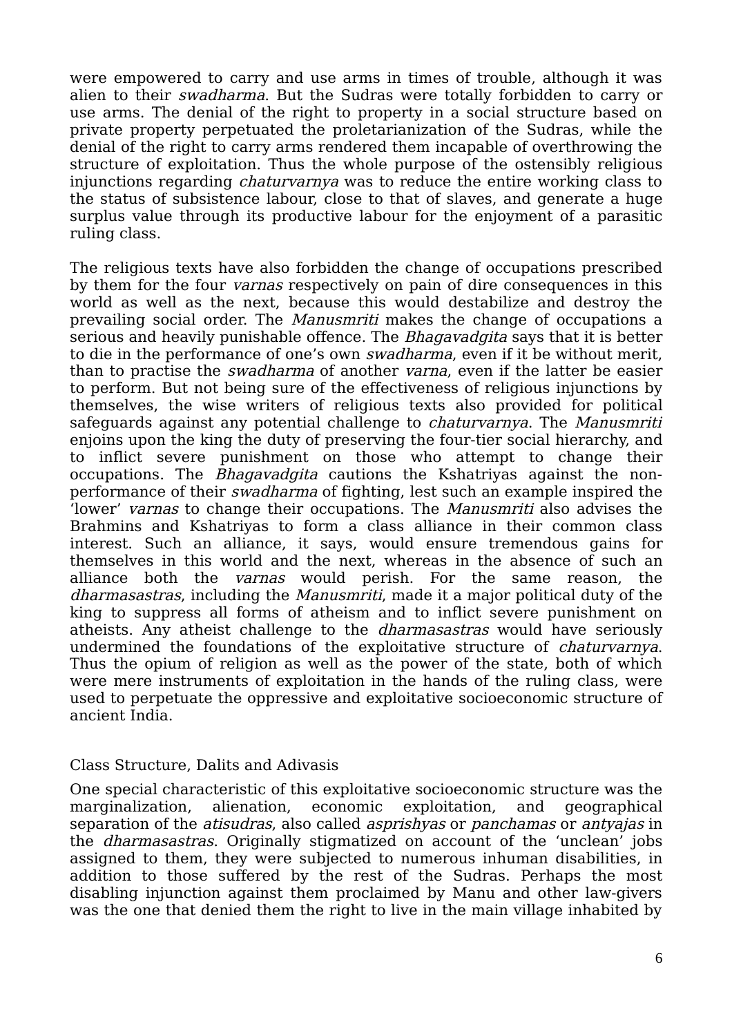were empowered to carry and use arms in times of trouble, although it was alien to their *swadharma*. But the Sudras were totally forbidden to carry or use arms. The denial of the right to property in a social structure based on private property perpetuated the proletarianization of the Sudras, while the denial of the right to carry arms rendered them incapable of overthrowing the structure of exploitation. Thus the whole purpose of the ostensibly religious injunctions regarding *chaturvarnya* was to reduce the entire working class to the status of subsistence labour, close to that of slaves, and generate a huge surplus value through its productive labour for the enjoyment of a parasitic ruling class.

The religious texts have also forbidden the change of occupations prescribed by them for the four *varnas* respectively on pain of dire consequences in this world as well as the next, because this would destabilize and destroy the prevailing social order. The *Manusmriti* makes the change of occupations a serious and heavily punishable offence. The *Bhagavadgita* says that it is better to die in the performance of one's own *swadharma*, even if it be without merit, than to practise the *swadharma* of another *varna*, even if the latter be easier to perform. But not being sure of the effectiveness of religious injunctions by themselves, the wise writers of religious texts also provided for political safeguards against any potential challenge to *chaturvarnya*. The *Manusmriti* enjoins upon the king the duty of preserving the four-tier social hierarchy, and to inflict severe punishment on those who attempt to change their occupations. The *Bhagavadgita* cautions the Kshatriyas against the non-performance of their *swadharma* of fighting, lest such an example inspired the 'lower' *varnas* to change their occupations. The *Manusmriti* also advises the Brahmins and Kshatriyas to form a class alliance in their common class interest. Such an alliance, it says, would ensure tremendous gains for themselves in this world and the next, whereas in the absence of such an alliance both the *varnas* would perish. For the same reason, the *dharmasastras*, including the *Manusmriti*, made it a major political duty of the king to suppress all forms of atheism and to inflict severe punishment on atheists. Any atheist challenge to the *dharmasastras* would have seriously undermined the foundations of the exploitative structure of *chaturvarnya*. Thus the opium of religion as well as the power of the state, both of which were mere instruments of exploitation in the hands of the ruling class, were used to perpetuate the oppressive and exploitative socioeconomic structure of ancient India.

## Class Structure, Dalits and Adivasis

One special characteristic of this exploitative socioeconomic structure was the marginalization, alienation, economic exploitation, and geographical separation of the *atisudras*, also called *asprishyas* or *panchamas* or *antyajas* in the *dharmasastras*. Originally stigmatized on account of the 'unclean' jobs assigned to them, they were subjected to numerous inhuman disabilities, in addition to those suffered by the rest of the Sudras. Perhaps the most disabling injunction against them proclaimed by Manu and other law-givers was the one that denied them the right to live in the main village inhabited by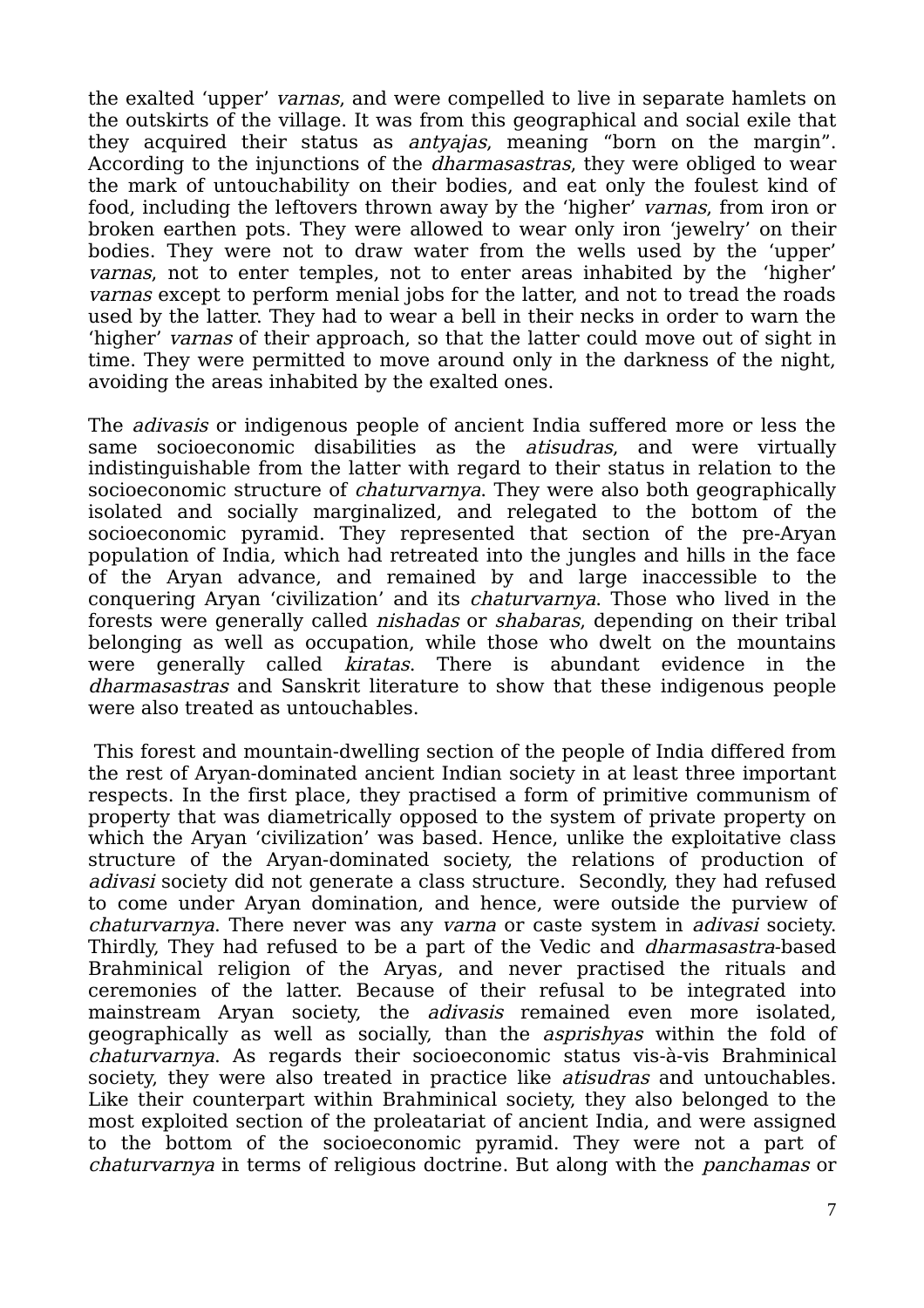the exalted 'upper' *varnas*, and were compelled to live in separate hamlets on the outskirts of the village. It was from this geographical and social exile that they acquired their status as *antyajas*, meaning "born on the margin". According to the injunctions of the *dharmasastras*, they were obliged to wear the mark of untouchability on their bodies, and eat only the foulest kind of food, including the leftovers thrown away by the 'higher' *varnas*, from iron or broken earthen pots. They were allowed to wear only iron 'jewelry' on their bodies. They were not to draw water from the wells used by the 'upper' *varnas*, not to enter temples, not to enter areas inhabited by the 'higher' *varnas* except to perform menial jobs for the latter, and not to tread the roads used by the latter. They had to wear a bell in their necks in order to warn the 'higher' *varnas* of their approach, so that the latter could move out of sight in time. They were permitted to move around only in the darkness of the night, avoiding the areas inhabited by the exalted ones.

The *adivasis* or indigenous people of ancient India suffered more or less the same socioeconomic disabilities as the *atisudras*, and were virtually indistinguishable from the latter with regard to their status in relation to the socioeconomic structure of *chaturvarnya*. They were also both geographically isolated and socially marginalized, and relegated to the bottom of the socioeconomic pyramid. They represented that section of the pre-Aryan population of India, which had retreated into the jungles and hills in the face of the Aryan advance, and remained by and large inaccessible to the conquering Aryan 'civilization' and its *chaturvarnya*. Those who lived in the forests were generally called *nishadas* or *shabaras*, depending on their tribal belonging as well as occupation, while those who dwelt on the mountains were generally called *kiratas*. There is abundant evidence in the *dharmasastras* and Sanskrit literature to show that these indigenous people were also treated as untouchables.

This forest and mountain-dwelling section of the people of India differed from the rest of Aryan-dominated ancient Indian society in at least three important respects. In the first place, they practised a form of primitive communism of property that was diametrically opposed to the system of private property on which the Aryan 'civilization' was based. Hence, unlike the exploitative class structure of the Aryan-dominated society, the relations of production of *adivasi* society did not generate a class structure. Secondly, they had refused to come under Aryan domination, and hence, were outside the purview of *chaturvarnya*. There never was any *varna* or caste system in *adivasi* society. Thirdly, They had refused to be a part of the Vedic and *dharmasastra*-based Brahminical religion of the Aryas, and never practised the rituals and ceremonies of the latter. Because of their refusal to be integrated into mainstream Aryan society, the *adivasis* remained even more isolated, geographically as well as socially, than the *asprishyas* within the fold of *chaturvarnya*. As regards their socioeconomic status vis-à-vis Brahminical society, they were also treated in practice like *atisudras* and untouchables. Like their counterpart within Brahminical society, they also belonged to the most exploited section of the proleatariat of ancient India, and were assigned to the bottom of the socioeconomic pyramid. They were not a part of *chaturvarnya* in terms of religious doctrine. But along with the *panchamas* or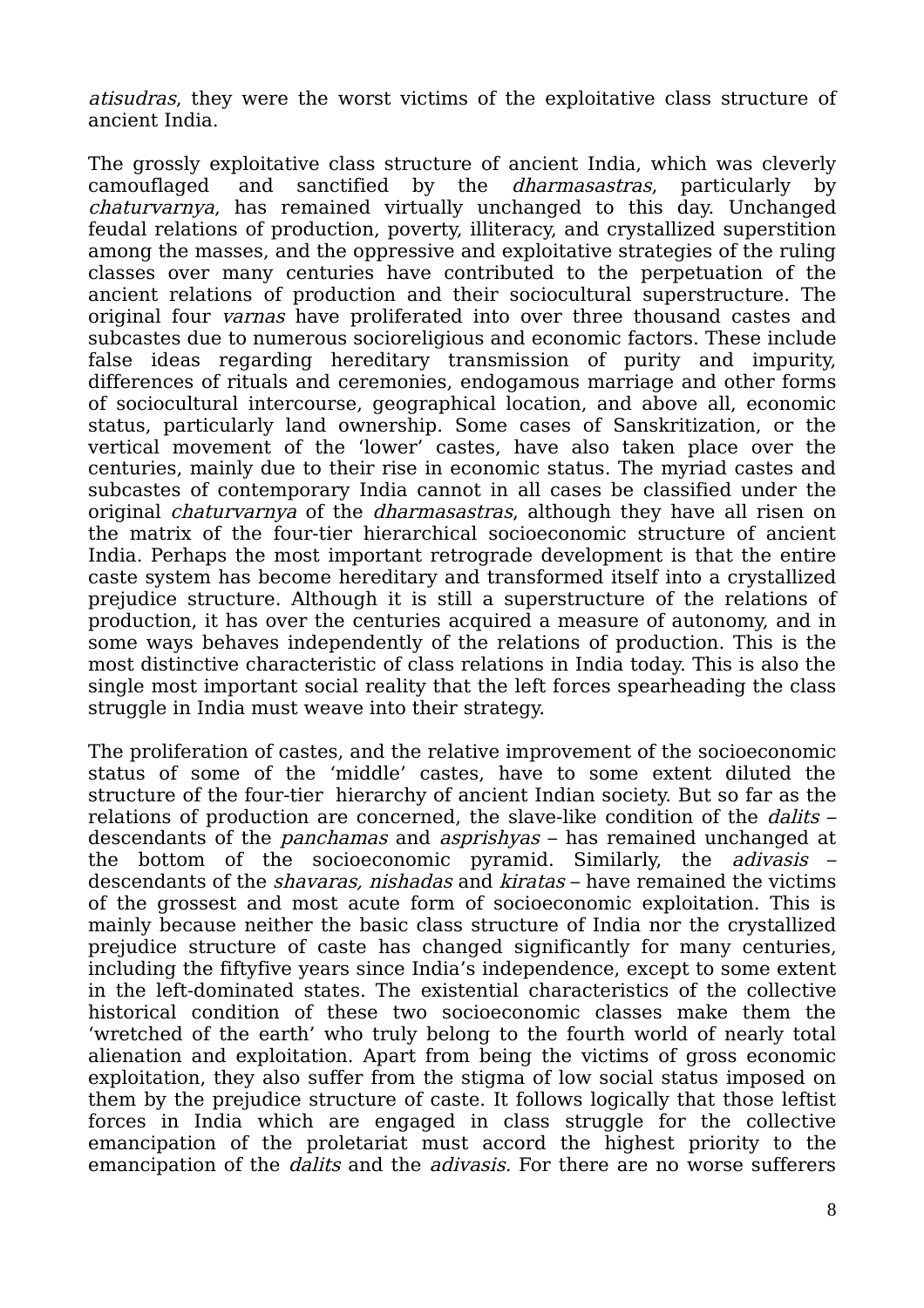*atisudras*, they were the worst victims of the exploitative class structure of ancient India.

The grossly exploitative class structure of ancient India, which was cleverly camouflaged and sanctified by the *dharmasastras*, particularly by *chaturvarnya*, has remained virtually unchanged to this day. Unchanged feudal relations of production, poverty, illiteracy, and crystallized superstition among the masses, and the oppressive and exploitative strategies of the ruling classes over many centuries have contributed to the perpetuation of the ancient relations of production and their sociocultural superstructure. The original four *varnas* have proliferated into over three thousand castes and subcastes due to numerous socioreligious and economic factors. These include false ideas regarding hereditary transmission of purity and impurity, differences of rituals and ceremonies, endogamous marriage and other forms of sociocultural intercourse, geographical location, and above all, economic status, particularly land ownership. Some cases of Sanskritization, or the vertical movement of the 'lower' castes, have also taken place over the centuries, mainly due to their rise in economic status. The myriad castes and subcastes of contemporary India cannot in all cases be classified under the original *chaturvarnya* of the *dharmasastras*, although they have all risen on the matrix of the four-tier hierarchical socioeconomic structure of ancient India. Perhaps the most important retrograde development is that the entire caste system has become hereditary and transformed itself into a crystallized prejudice structure. Although it is still a superstructure of the relations of production, it has over the centuries acquired a measure of autonomy, and in some ways behaves independently of the relations of production. This is the most distinctive characteristic of class relations in India today. This is also the single most important social reality that the left forces spearheading the class struggle in India must weave into their strategy.

The proliferation of castes, and the relative improvement of the socioeconomic status of some of the 'middle' castes, have to some extent diluted the structure of the four-tier hierarchy of ancient Indian society. But so far as the relations of production are concerned, the slave-like condition of the *dalits* – descendants of the *panchamas* and *asprishyas* – has remained unchanged at the bottom of the socioeconomic pyramid. Similarly, the *adivasis* – descendants of the *shavaras, nishadas* and *kiratas* – have remained the victims of the grossest and most acute form of socioeconomic exploitation. This is mainly because neither the basic class structure of India nor the crystallized prejudice structure of caste has changed significantly for many centuries, including the fiftyfive years since India's independence, except to some extent in the left-dominated states. The existential characteristics of the collective historical condition of these two socioeconomic classes make them the 'wretched of the earth' who truly belong to the fourth world of nearly total alienation and exploitation. Apart from being the victims of gross economic exploitation, they also suffer from the stigma of low social status imposed on them by the prejudice structure of caste. It follows logically that those leftist forces in India which are engaged in class struggle for the collective emancipation of the proletariat must accord the highest priority to the emancipation of the *dalits* and the *adivasis.* For there are no worse sufferers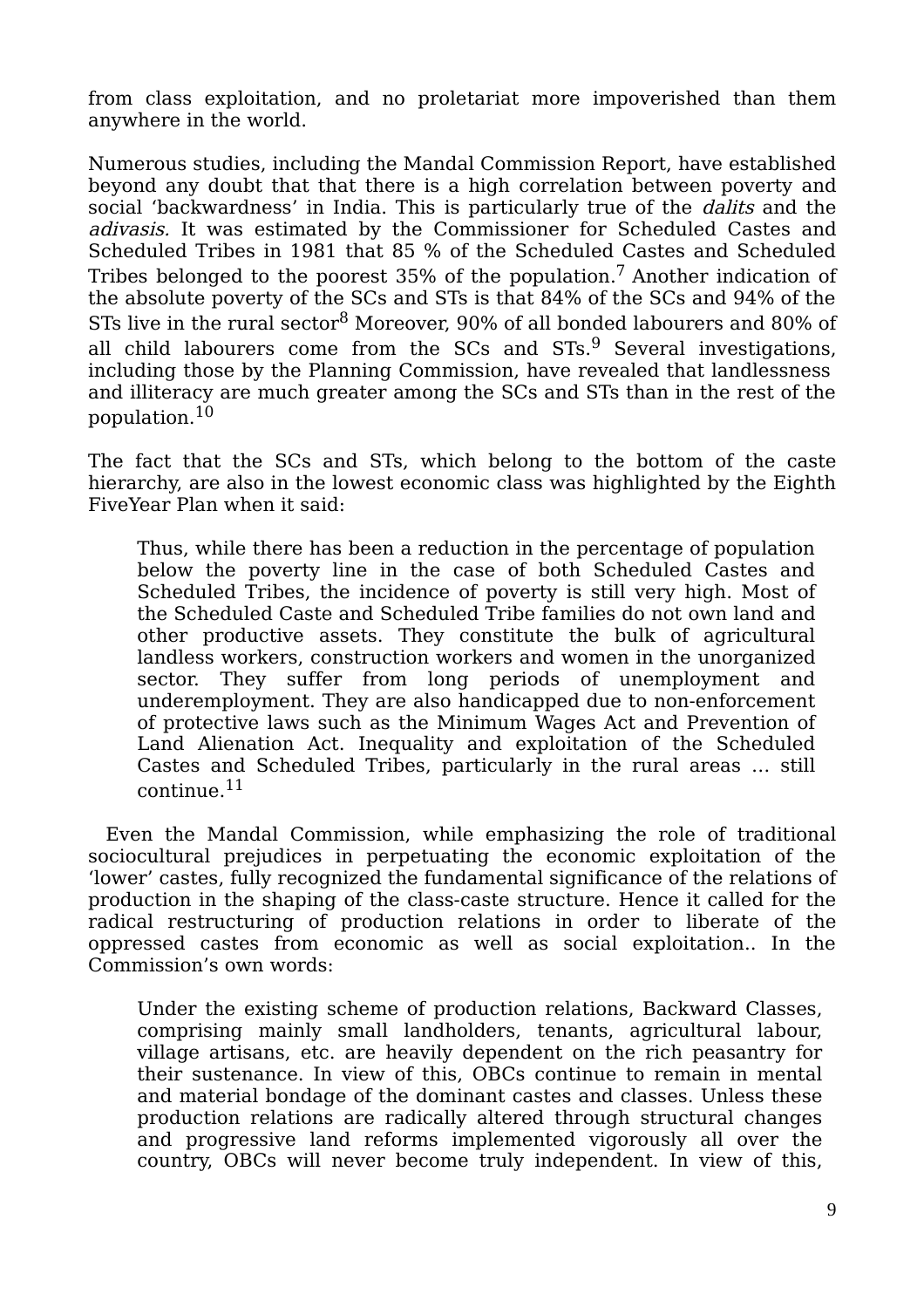from class exploitation, and no proletariat more impoverished than them anywhere in the world.

Numerous studies, including the Mandal Commission Report, have established beyond any doubt that that there is a high correlation between poverty and social 'backwardness' in India. This is particularly true of the *dalits* and the *adivasis.* It was estimated by the Commissioner for Scheduled Castes and Scheduled Tribes in 1981 that 85 % of the Scheduled Castes and Scheduled Tribes belonged to the poorest 35% of the population.[7] Another indication of the absolute poverty of the SCs and STs is that 84% of the SCs and 94% of the STs live in the rural sector[8] Moreover, 90% of all bonded labourers and 80% of all child labourers come from the SCs and STs.[9] Several investigations, including those by the Planning Commission, have revealed that landlessness and illiteracy are much greater among the SCs and STs than in the rest of the population.[10]

The fact that the SCs and STs, which belong to the bottom of the caste hierarchy, are also in the lowest economic class was highlighted by the Eighth FiveYear Plan when it said:

> Thus, while there has been a reduction in the percentage of population below the poverty line in the case of both Scheduled Castes and Scheduled Tribes, the incidence of poverty is still very high. Most of the Scheduled Caste and Scheduled Tribe families do not own land and other productive assets. They constitute the bulk of agricultural landless workers, construction workers and women in the unorganized sector. They suffer from long periods of unemployment and underemployment. They are also handicapped due to non-enforcement of protective laws such as the Minimum Wages Act and Prevention of Land Alienation Act. Inequality and exploitation of the Scheduled Castes and Scheduled Tribes, particularly in the rural areas ... still continue.[11]

Even the Mandal Commission, while emphasizing the role of traditional sociocultural prejudices in perpetuating the economic exploitation of the 'lower' castes, fully recognized the fundamental significance of the relations of production in the shaping of the class-caste structure. Hence it called for the radical restructuring of production relations in order to liberate of the oppressed castes from economic as well as social exploitation.. In the Commission's own words:

> Under the existing scheme of production relations, Backward Classes, comprising mainly small landholders, tenants, agricultural labour, village artisans, etc. are heavily dependent on the rich peasantry for their sustenance. In view of this, OBCs continue to remain in mental and material bondage of the dominant castes and classes. Unless these production relations are radically altered through structural changes and progressive land reforms implemented vigorously all over the country, OBCs will never become truly independent. In view of this,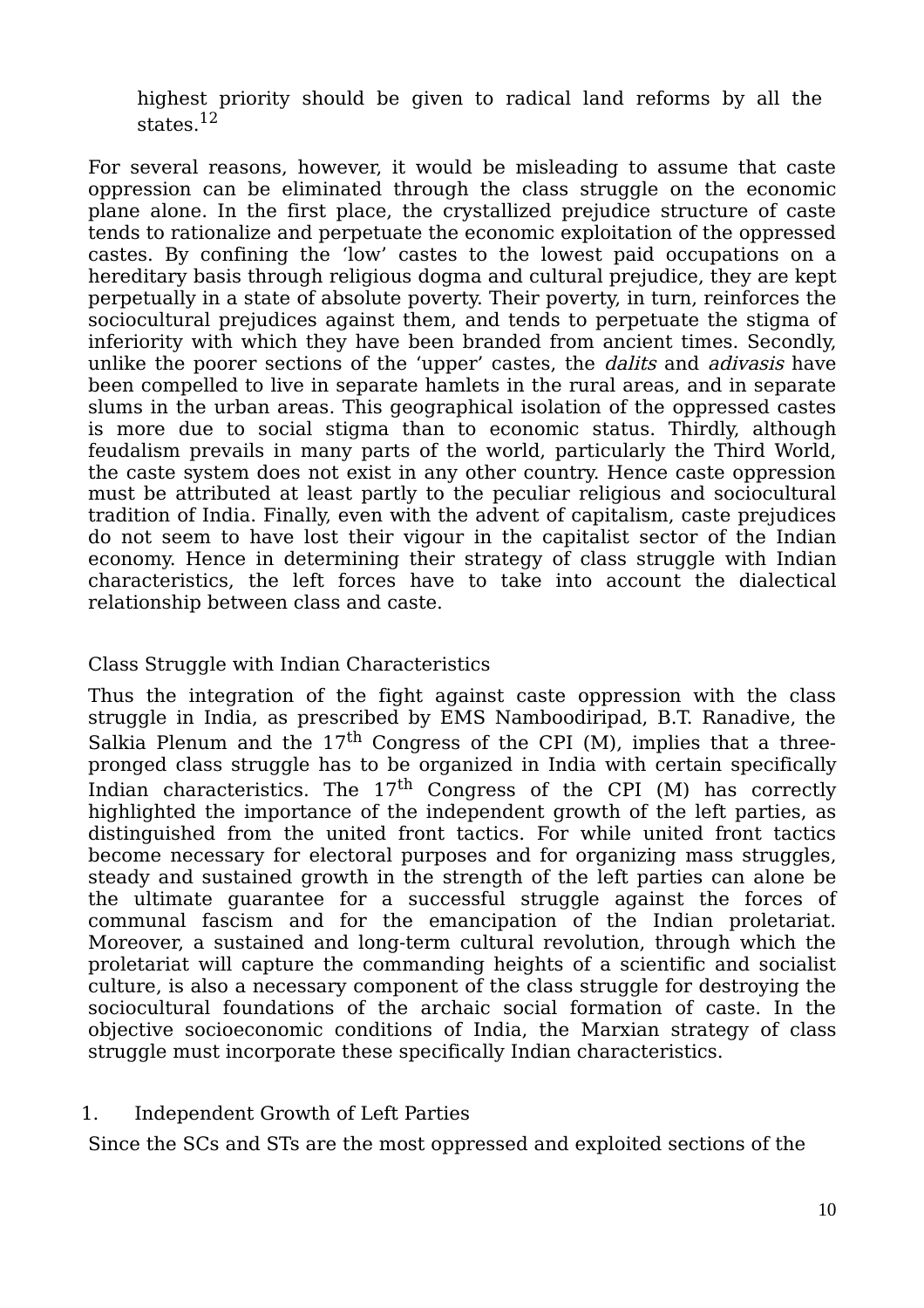highest priority should be given to radical land reforms by all the states.[12]

For several reasons, however, it would be misleading to assume that caste oppression can be eliminated through the class struggle on the economic plane alone. In the first place, the crystallized prejudice structure of caste tends to rationalize and perpetuate the economic exploitation of the oppressed castes. By confining the 'low' castes to the lowest paid occupations on a hereditary basis through religious dogma and cultural prejudice, they are kept perpetually in a state of absolute poverty. Their poverty, in turn, reinforces the sociocultural prejudices against them, and tends to perpetuate the stigma of inferiority with which they have been branded from ancient times. Secondly, unlike the poorer sections of the 'upper' castes, the *dalits* and *adivasis* have been compelled to live in separate hamlets in the rural areas, and in separate slums in the urban areas. This geographical isolation of the oppressed castes is more due to social stigma than to economic status. Thirdly, although feudalism prevails in many parts of the world, particularly the Third World, the caste system does not exist in any other country. Hence caste oppression must be attributed at least partly to the peculiar religious and sociocultural tradition of India. Finally, even with the advent of capitalism, caste prejudices do not seem to have lost their vigour in the capitalist sector of the Indian economy. Hence in determining their strategy of class struggle with Indian characteristics, the left forces have to take into account the dialectical relationship between class and caste.

## Class Struggle with Indian Characteristics

Thus the integration of the fight against caste oppression with the class struggle in India, as prescribed by EMS Namboodiripad, B.T. Ranadive, the Salkia Plenum and the 17th Congress of the CPI (M), implies that a three-pronged class struggle has to be organized in India with certain specifically Indian characteristics. The 17th Congress of the CPI (M) has correctly highlighted the importance of the independent growth of the left parties, as distinguished from the united front tactics. For while united front tactics become necessary for electoral purposes and for organizing mass struggles, steady and sustained growth in the strength of the left parties can alone be the ultimate guarantee for a successful struggle against the forces of communal fascism and for the emancipation of the Indian proletariat. Moreover, a sustained and long-term cultural revolution, through which the proletariat will capture the commanding heights of a scientific and socialist culture, is also a necessary component of the class struggle for destroying the sociocultural foundations of the archaic social formation of caste. In the objective socioeconomic conditions of India, the Marxian strategy of class struggle must incorporate these specifically Indian characteristics.

### 1. Independent Growth of Left Parties

Since the SCs and STs are the most oppressed and exploited sections of the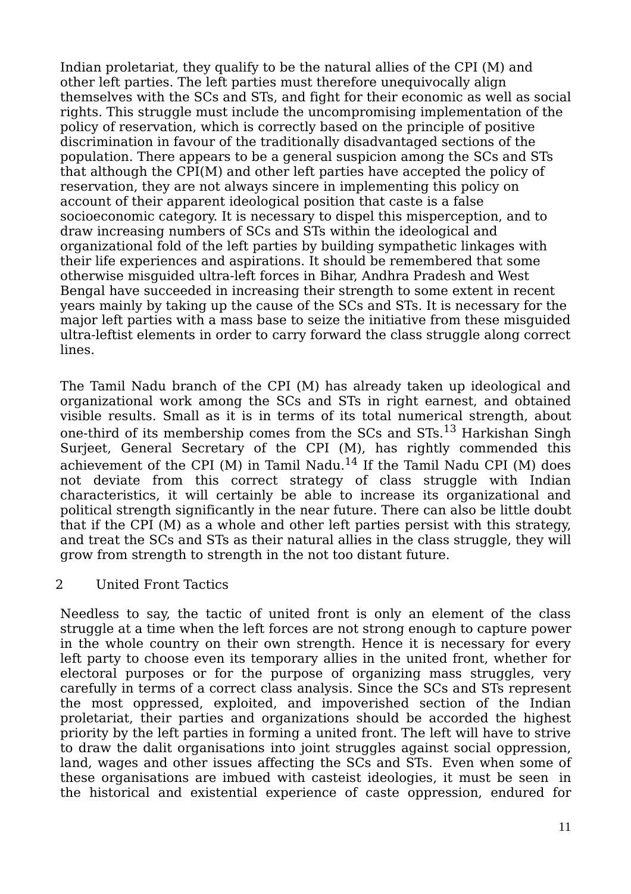Indian proletariat, they qualify to be the natural allies of the CPI (M) and other left parties. The left parties must therefore unequivocally align themselves with the SCs and STs, and fight for their economic as well as social rights. This struggle must include the uncompromising implementation of the policy of reservation, which is correctly based on the principle of positive discrimination in favour of the traditionally disadvantaged sections of the population. There appears to be a general suspicion among the SCs and STs that although the CPI(M) and other left parties have accepted the policy of reservation, they are not always sincere in implementing this policy on account of their apparent ideological position that caste is a false socioeconomic category. It is necessary to dispel this misperception, and to draw increasing numbers of SCs and STs within the ideological and organizational fold of the left parties by building sympathetic linkages with their life experiences and aspirations. It should be remembered that some otherwise misguided ultra-left forces in Bihar, Andhra Pradesh and West Bengal have succeeded in increasing their strength to some extent in recent years mainly by taking up the cause of the SCs and STs. It is necessary for the major left parties with a mass base to seize the initiative from these misguided ultra-leftist elements in order to carry forward the class struggle along correct lines.

The Tamil Nadu branch of the CPI (M) has already taken up ideological and organizational work among the SCs and STs in right earnest, and obtained visible results. Small as it is in terms of its total numerical strength, about one-third of its membership comes from the SCs and STs.[13] Harkishan Singh Surjeet, General Secretary of the CPI (M), has rightly commended this achievement of the CPI (M) in Tamil Nadu.[14] If the Tamil Nadu CPI (M) does not deviate from this correct strategy of class struggle with Indian characteristics, it will certainly be able to increase its organizational and political strength significantly in the near future. There can also be little doubt that if the CPI (M) as a whole and other left parties persist with this strategy, and treat the SCs and STs as their natural allies in the class struggle, they will grow from strength to strength in the not too distant future.

## 2 United Front Tactics

Needless to say, the tactic of united front is only an element of the class struggle at a time when the left forces are not strong enough to capture power in the whole country on their own strength. Hence it is necessary for every left party to choose even its temporary allies in the united front, whether for electoral purposes or for the purpose of organizing mass struggles, very carefully in terms of a correct class analysis. Since the SCs and STs represent the most oppressed, exploited, and impoverished section of the Indian proletariat, their parties and organizations should be accorded the highest priority by the left parties in forming a united front. The left will have to strive to draw the dalit organisations into joint struggles against social oppression, land, wages and other issues affecting the SCs and STs. Even when some of these organisations are imbued with casteist ideologies, it must be seen in the historical and existential experience of caste oppression, endured for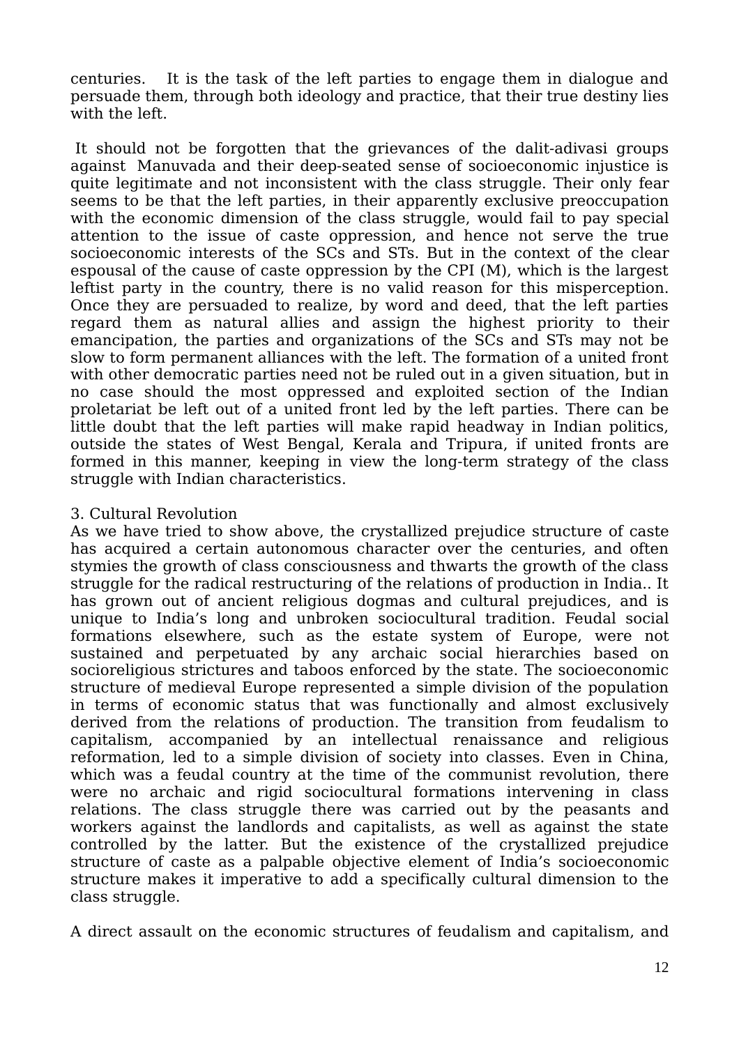centuries. It is the task of the left parties to engage them in dialogue and persuade them, through both ideology and practice, that their true destiny lies with the left.

It should not be forgotten that the grievances of the dalit-adivasi groups against Manuvada and their deep-seated sense of socioeconomic injustice is quite legitimate and not inconsistent with the class struggle. Their only fear seems to be that the left parties, in their apparently exclusive preoccupation with the economic dimension of the class struggle, would fail to pay special attention to the issue of caste oppression, and hence not serve the true socioeconomic interests of the SCs and STs. But in the context of the clear espousal of the cause of caste oppression by the CPI (M), which is the largest leftist party in the country, there is no valid reason for this misperception. Once they are persuaded to realize, by word and deed, that the left parties regard them as natural allies and assign the highest priority to their emancipation, the parties and organizations of the SCs and STs may not be slow to form permanent alliances with the left. The formation of a united front with other democratic parties need not be ruled out in a given situation, but in no case should the most oppressed and exploited section of the Indian proletariat be left out of a united front led by the left parties. There can be little doubt that the left parties will make rapid headway in Indian politics, outside the states of West Bengal, Kerala and Tripura, if united fronts are formed in this manner, keeping in view the long-term strategy of the class struggle with Indian characteristics.

### 3. Cultural Revolution

As we have tried to show above, the crystallized prejudice structure of caste has acquired a certain autonomous character over the centuries, and often stymies the growth of class consciousness and thwarts the growth of the class struggle for the radical restructuring of the relations of production in India.. It has grown out of ancient religious dogmas and cultural prejudices, and is unique to India's long and unbroken sociocultural tradition. Feudal social formations elsewhere, such as the estate system of Europe, were not sustained and perpetuated by any archaic social hierarchies based on socioreligious strictures and taboos enforced by the state. The socioeconomic structure of medieval Europe represented a simple division of the population in terms of economic status that was functionally and almost exclusively derived from the relations of production. The transition from feudalism to capitalism, accompanied by an intellectual renaissance and religious reformation, led to a simple division of society into classes. Even in China, which was a feudal country at the time of the communist revolution, there were no archaic and rigid sociocultural formations intervening in class relations. The class struggle there was carried out by the peasants and workers against the landlords and capitalists, as well as against the state controlled by the latter. But the existence of the crystallized prejudice structure of caste as a palpable objective element of India's socioeconomic structure makes it imperative to add a specifically cultural dimension to the class struggle.

A direct assault on the economic structures of feudalism and capitalism, and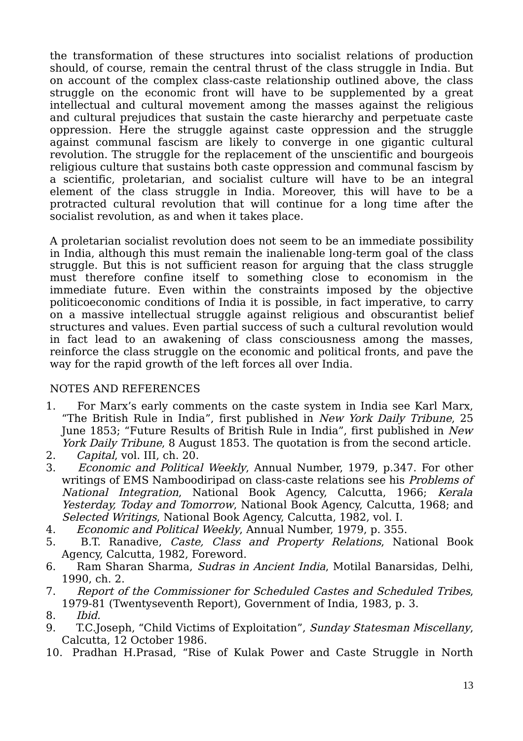the transformation of these structures into socialist relations of production should, of course, remain the central thrust of the class struggle in India. But on account of the complex class-caste relationship outlined above, the class struggle on the economic front will have to be supplemented by a great intellectual and cultural movement among the masses against the religious and cultural prejudices that sustain the caste hierarchy and perpetuate caste oppression. Here the struggle against caste oppression and the struggle against communal fascism are likely to converge in one gigantic cultural revolution. The struggle for the replacement of the unscientific and bourgeois religious culture that sustains both caste oppression and communal fascism by a scientific, proletarian, and socialist culture will have to be an integral element of the class struggle in India. Moreover, this will have to be a protracted cultural revolution that will continue for a long time after the socialist revolution, as and when it takes place.

A proletarian socialist revolution does not seem to be an immediate possibility in India, although this must remain the inalienable long-term goal of the class struggle. But this is not sufficient reason for arguing that the class struggle must therefore confine itself to something close to economism in the immediate future. Even within the constraints imposed by the objective politicoeconomic conditions of India it is possible, in fact imperative, to carry on a massive intellectual struggle against religious and obscurantist belief structures and values. Even partial success of such a cultural revolution would in fact lead to an awakening of class consciousness among the masses, reinforce the class struggle on the economic and political fronts, and pave the way for the rapid growth of the left forces all over India.

NOTES AND REFERENCES

1. For Marx's early comments on the caste system in India see Karl Marx, "The British Rule in India", first published in *New York Daily Tribune*, 25 June 1853; "Future Results of British Rule in India", first published in *New York Daily Tribune*, 8 August 1853. The quotation is from the second article.
2. *Capital*, vol. III, ch. 20.
3. *Economic and Political Weekly*, Annual Number, 1979, p.347. For other writings of EMS Namboodiripad on class-caste relations see his *Problems of National Integration*, National Book Agency, Calcutta, 1966; *Kerala Yesterday, Today and Tomorrow*, National Book Agency, Calcutta, 1968; and *Selected Writings*, National Book Agency, Calcutta, 1982, vol. I.
4. *Economic and Political Weekly*, Annual Number, 1979, p. 355.
5. B.T. Ranadive, *Caste, Class and Property Relations*, National Book Agency, Calcutta, 1982, Foreword.
6. Ram Sharan Sharma, *Sudras in Ancient India*, Motilal Banarsidas, Delhi, 1990, ch. 2.
7. *Report of the Commissioner for Scheduled Castes and Scheduled Tribes*, 1979-81 (Twentyseventh Report), Government of India, 1983, p. 3.
8. *Ibid.*
9. T.C.Joseph, "Child Victims of Exploitation", *Sunday Statesman Miscellany*, Calcutta, 12 October 1986.
10. Pradhan H.Prasad, "Rise of Kulak Power and Caste Struggle in North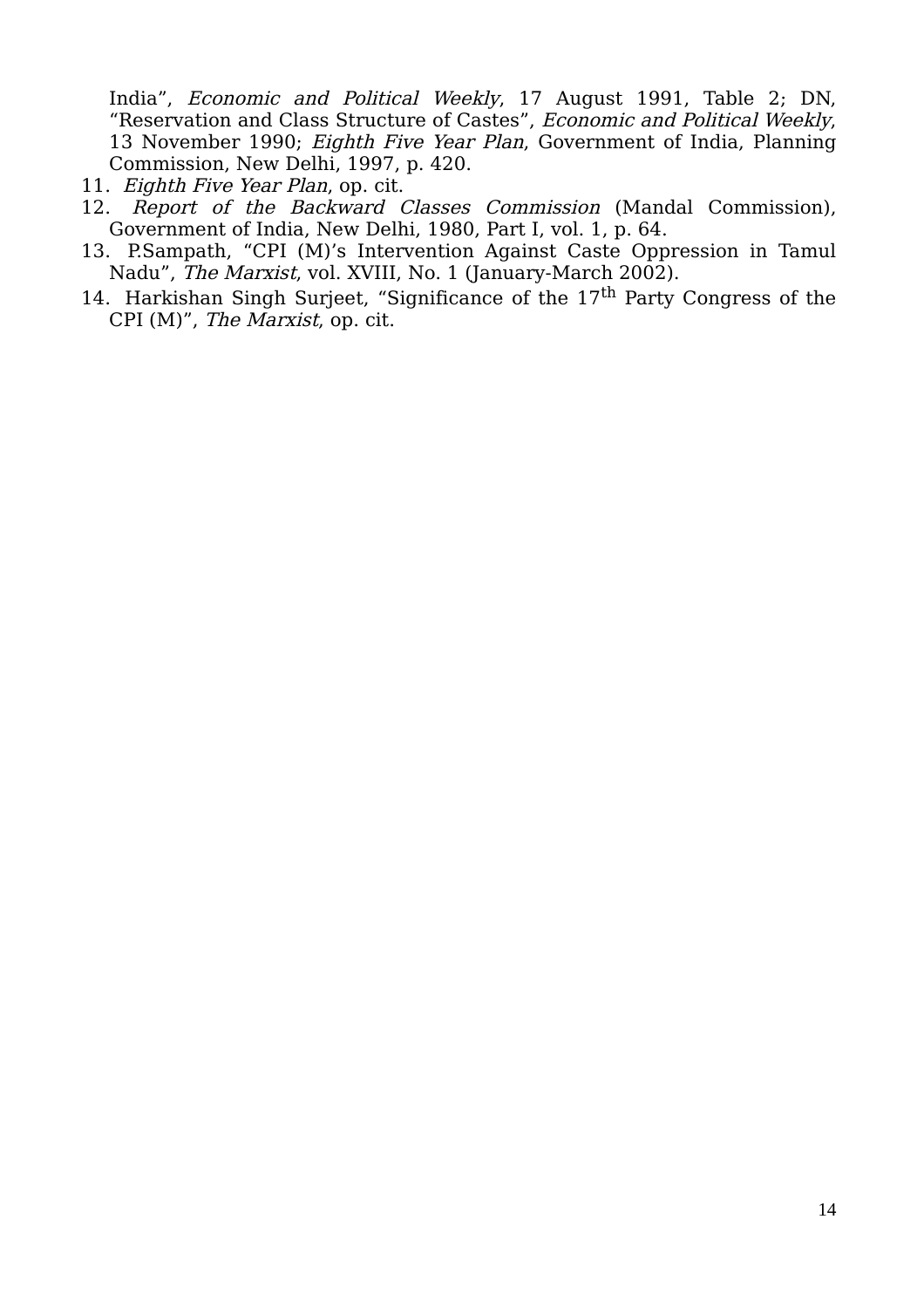India", *Economic and Political Weekly*, 17 August 1991, Table 2; DN, "Reservation and Class Structure of Castes", *Economic and Political Weekly*, 13 November 1990; *Eighth Five Year Plan*, Government of India, Planning Commission, New Delhi, 1997, p. 420.

11. *Eighth Five Year Plan*, op. cit.
12. *Report of the Backward Classes Commission* (Mandal Commission), Government of India, New Delhi, 1980, Part I, vol. 1, p. 64.
13. P.Sampath, "CPI (M)'s Intervention Against Caste Oppression in Tamul Nadu", *The Marxist*, vol. XVIII, No. 1 (January-March 2002).
14. Harkishan Singh Surjeet, "Significance of the 17th Party Congress of the CPI (M)", *The Marxist*, op. cit.